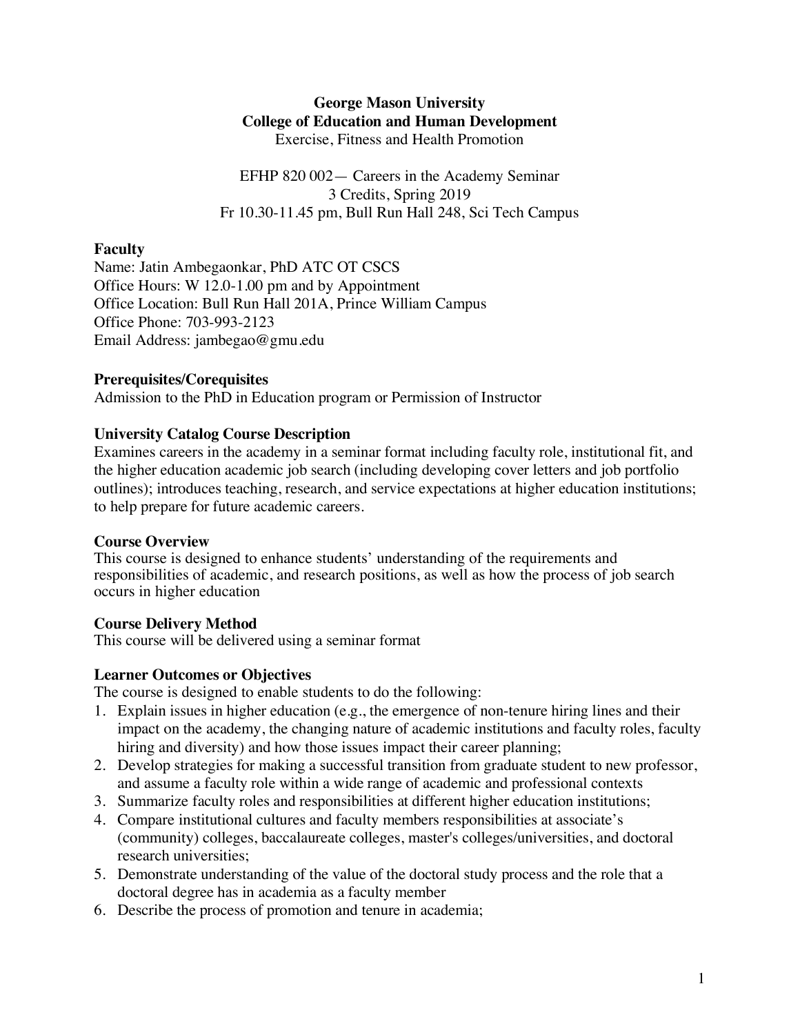**George Mason University**
**College of Education and Human Development**
Exercise, Fitness and Health Promotion

EFHP 820 002— Careers in the Academy Seminar
3 Credits, Spring 2019
Fr 10.30-11.45 pm, Bull Run Hall 248, Sci Tech Campus

**Faculty**
Name: Jatin Ambegaonkar, PhD ATC OT CSCS
Office Hours: W 12.0-1.00 pm and by Appointment
Office Location: Bull Run Hall 201A, Prince William Campus
Office Phone: 703-993-2123
Email Address: jambegao@gmu.edu

**Prerequisites/Corequisites**
Admission to the PhD in Education program or Permission of Instructor

**University Catalog Course Description**
Examines careers in the academy in a seminar format including faculty role, institutional fit, and the higher education academic job search (including developing cover letters and job portfolio outlines); introduces teaching, research, and service expectations at higher education institutions; to help prepare for future academic careers.

**Course Overview**
This course is designed to enhance students' understanding of the requirements and responsibilities of academic, and research positions, as well as how the process of job search occurs in higher education

**Course Delivery Method**
This course will be delivered using a seminar format

**Learner Outcomes or Objectives**
The course is designed to enable students to do the following:

1. Explain issues in higher education (e.g., the emergence of non-tenure hiring lines and their impact on the academy, the changing nature of academic institutions and faculty roles, faculty hiring and diversity) and how those issues impact their career planning;
2. Develop strategies for making a successful transition from graduate student to new professor, and assume a faculty role within a wide range of academic and professional contexts
3. Summarize faculty roles and responsibilities at different higher education institutions;
4. Compare institutional cultures and faculty members responsibilities at associate's (community) colleges, baccalaureate colleges, master's colleges/universities, and doctoral research universities;
5. Demonstrate understanding of the value of the doctoral study process and the role that a doctoral degree has in academia as a faculty member
6. Describe the process of promotion and tenure in academia;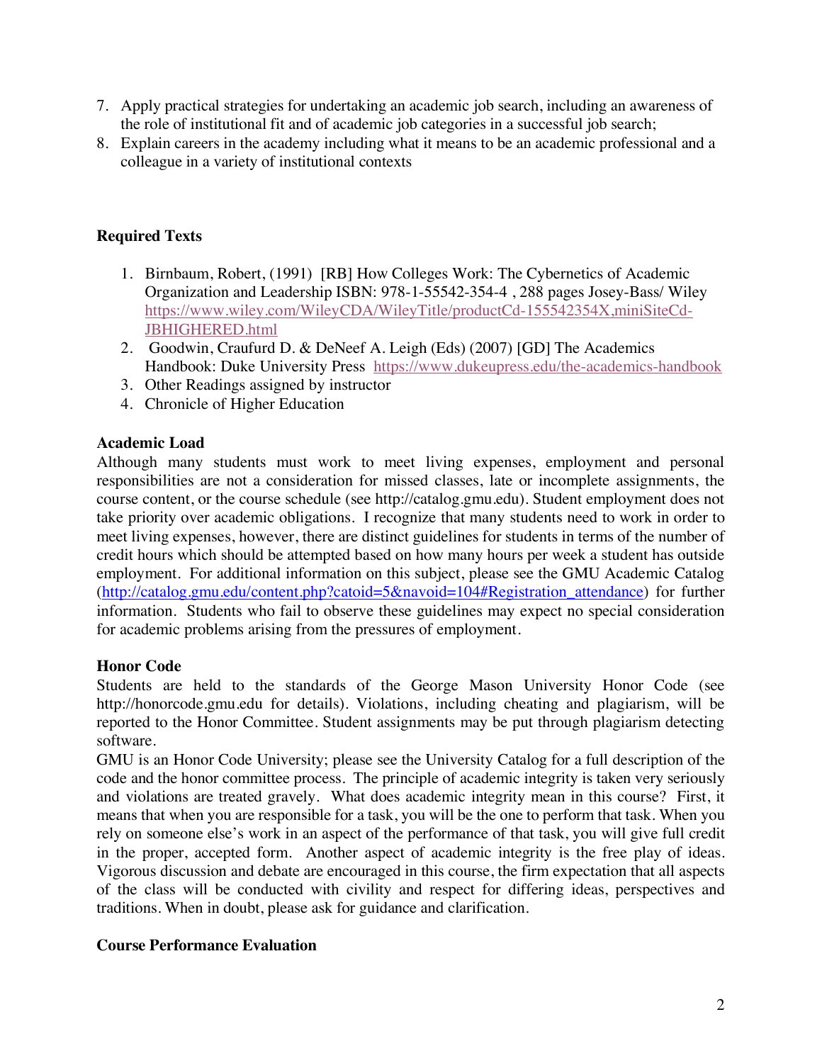7. Apply practical strategies for undertaking an academic job search, including an awareness of the role of institutional fit and of academic job categories in a successful job search;
8. Explain careers in the academy including what it means to be an academic professional and a colleague in a variety of institutional contexts

**Required Texts**

1. Birnbaum, Robert, (1991) [RB] How Colleges Work: The Cybernetics of Academic Organization and Leadership ISBN: 978-1-55542-354-4 , 288 pages Josey-Bass/ Wiley https://www.wiley.com/WileyCDA/WileyTitle/productCd-155542354X,miniSiteCd-JBHIGHERED.html
2. Goodwin, Craufurd D. & DeNeef A. Leigh (Eds) (2007) [GD] The Academics Handbook: Duke University Press https://www.dukeupress.edu/the-academics-handbook
3. Other Readings assigned by instructor
4. Chronicle of Higher Education

**Academic Load**

Although many students must work to meet living expenses, employment and personal responsibilities are not a consideration for missed classes, late or incomplete assignments, the course content, or the course schedule (see http://catalog.gmu.edu). Student employment does not take priority over academic obligations. I recognize that many students need to work in order to meet living expenses, however, there are distinct guidelines for students in terms of the number of credit hours which should be attempted based on how many hours per week a student has outside employment. For additional information on this subject, please see the GMU Academic Catalog (http://catalog.gmu.edu/content.php?catoid=5&navoid=104#Registration_attendance) for further information. Students who fail to observe these guidelines may expect no special consideration for academic problems arising from the pressures of employment.

**Honor Code**

Students are held to the standards of the George Mason University Honor Code (see http://honorcode.gmu.edu for details). Violations, including cheating and plagiarism, will be reported to the Honor Committee. Student assignments may be put through plagiarism detecting software.

GMU is an Honor Code University; please see the University Catalog for a full description of the code and the honor committee process. The principle of academic integrity is taken very seriously and violations are treated gravely. What does academic integrity mean in this course? First, it means that when you are responsible for a task, you will be the one to perform that task. When you rely on someone else's work in an aspect of the performance of that task, you will give full credit in the proper, accepted form. Another aspect of academic integrity is the free play of ideas. Vigorous discussion and debate are encouraged in this course, the firm expectation that all aspects of the class will be conducted with civility and respect for differing ideas, perspectives and traditions. When in doubt, please ask for guidance and clarification.

**Course Performance Evaluation**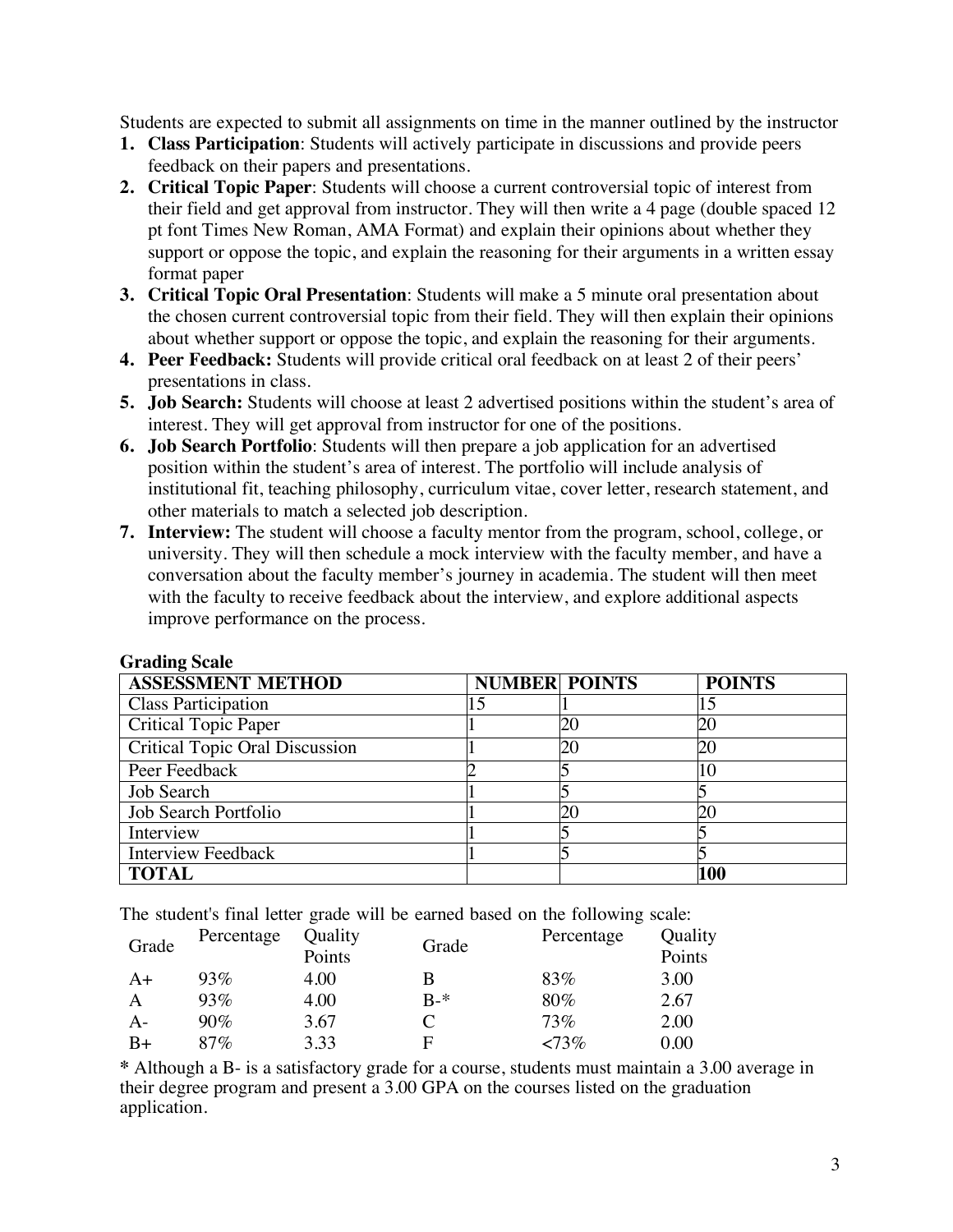Students are expected to submit all assignments on time in the manner outlined by the instructor

1. **Class Participation**: Students will actively participate in discussions and provide peers feedback on their papers and presentations.
2. **Critical Topic Paper**: Students will choose a current controversial topic of interest from their field and get approval from instructor. They will then write a 4 page (double spaced 12 pt font Times New Roman, AMA Format) and explain their opinions about whether they support or oppose the topic, and explain the reasoning for their arguments in a written essay format paper
3. **Critical Topic Oral Presentation**: Students will make a 5 minute oral presentation about the chosen current controversial topic from their field. They will then explain their opinions about whether support or oppose the topic, and explain the reasoning for their arguments.
4. **Peer Feedback:** Students will provide critical oral feedback on at least 2 of their peers' presentations in class.
5. **Job Search:** Students will choose at least 2 advertised positions within the student's area of interest. They will get approval from instructor for one of the positions.
6. **Job Search Portfolio**: Students will then prepare a job application for an advertised position within the student's area of interest. The portfolio will include analysis of institutional fit, teaching philosophy, curriculum vitae, cover letter, research statement, and other materials to match a selected job description.
7. **Interview:** The student will choose a faculty mentor from the program, school, college, or university. They will then schedule a mock interview with the faculty member, and have a conversation about the faculty member's journey in academia. The student will then meet with the faculty to receive feedback about the interview, and explore additional aspects improve performance on the process.

**Grading Scale**

| ASSESSMENT METHOD | NUMBER | POINTS | POINTS |
|---|---|---|---|
| Class Participation | 15 | 1 | 15 |
| Critical Topic Paper | 1 | 20 | 20 |
| Critical Topic Oral Discussion | 1 | 20 | 20 |
| Peer Feedback | 2 | 5 | 10 |
| Job Search | 1 | 5 | 5 |
| Job Search Portfolio | 1 | 20 | 20 |
| Interview | 1 | 5 | 5 |
| Interview Feedback | 1 | 5 | 5 |
| **TOTAL** | | | **100** |

The student's final letter grade will be earned based on the following scale:

| Grade | Percentage | Quality Points | Grade | Percentage | Quality Points |
|---|---|---|---|---|---|
| A+ | 93% | 4.00 | B | 83% | 3.00 |
| A | 93% | 4.00 | B-* | 80% | 2.67 |
| A- | 90% | 3.67 | C | 73% | 2.00 |
| B+ | 87% | 3.33 | F | <73% | 0.00 |

**\*** Although a B- is a satisfactory grade for a course, students must maintain a 3.00 average in their degree program and present a 3.00 GPA on the courses listed on the graduation application.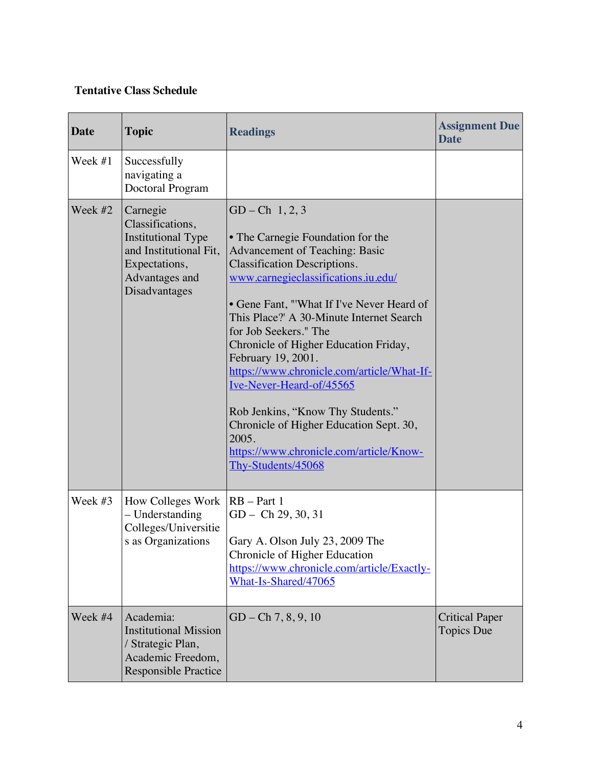**Tentative Class Schedule**

| Date | Topic | Readings | Assignment Due Date |
| --- | --- | --- | --- |
| Week #1 | Successfully navigating a Doctoral Program | | |
| Week #2 | Carnegie Classifications, Institutional Type and Institutional Fit, Expectations, Advantages and Disadvantages | GD – Ch 1, 2, 3<br><br>• The Carnegie Foundation for the Advancement of Teaching: Basic Classification Descriptions. www.carnegieclassifications.iu.edu/<br><br>• Gene Fant, "'What If I've Never Heard of This Place?' A 30-Minute Internet Search for Job Seekers." The Chronicle of Higher Education Friday, February 19, 2001. https://www.chronicle.com/article/What-If-Ive-Never-Heard-of/45565<br><br>Rob Jenkins, "Know Thy Students." Chronicle of Higher Education Sept. 30, 2005. https://www.chronicle.com/article/Know-Thy-Students/45068 | |
| Week #3 | How Colleges Work – Understanding Colleges/Universities as Organizations | RB – Part 1<br>GD – Ch 29, 30, 31<br><br>Gary A. Olson July 23, 2009 The Chronicle of Higher Education https://www.chronicle.com/article/Exactly-What-Is-Shared/47065 | |
| Week #4 | Academia: Institutional Mission / Strategic Plan, Academic Freedom, Responsible Practice | GD – Ch 7, 8, 9, 10 | Critical Paper Topics Due |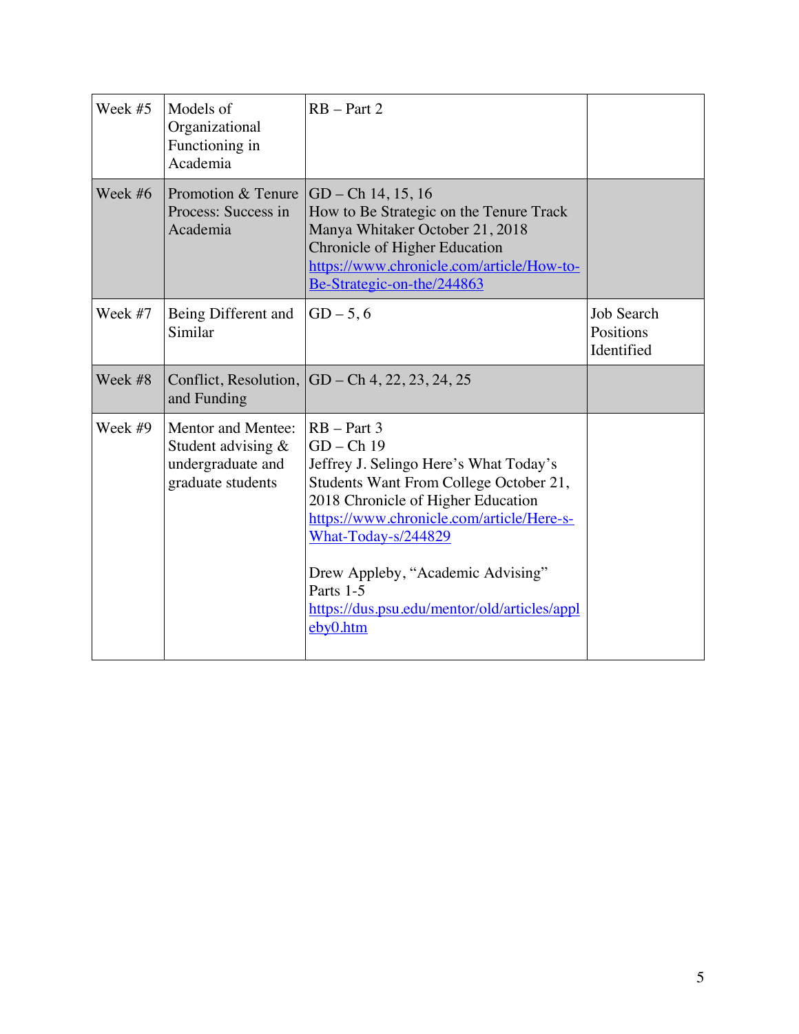| Week #5 | Models of Organizational Functioning in Academia | RB – Part 2 | |
|---|---|---|---|
| Week #6 | Promotion & Tenure Process: Success in Academia | GD – Ch 14, 15, 16<br>How to Be Strategic on the Tenure Track Manya Whitaker October 21, 2018 Chronicle of Higher Education<br>https://www.chronicle.com/article/How-to-Be-Strategic-on-the/244863 | |
| Week #7 | Being Different and Similar | GD – 5, 6 | Job Search Positions Identified |
| Week #8 | Conflict, Resolution, and Funding | GD – Ch 4, 22, 23, 24, 25 | |
| Week #9 | Mentor and Mentee: Student advising & undergraduate and graduate students | RB – Part 3<br>GD – Ch 19<br>Jeffrey J. Selingo Here's What Today's Students Want From College October 21, 2018 Chronicle of Higher Education<br>https://www.chronicle.com/article/Here-s-What-Today-s/244829<br><br>Drew Appleby, "Academic Advising" Parts 1-5<br>https://dus.psu.edu/mentor/old/articles/appleby0.htm | |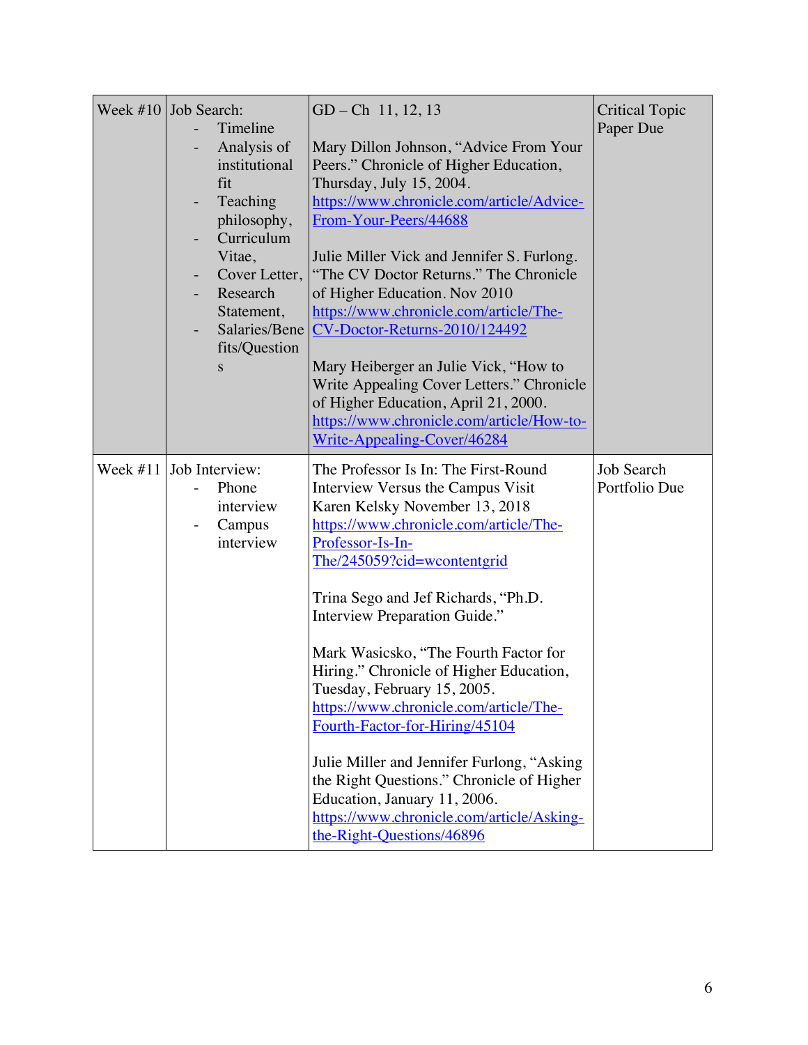| | | | |
|---|---|---|---|
| Week #10 | Job Search:<br>- Timeline<br>- Analysis of institutional fit<br>- Teaching philosophy,<br>- Curriculum Vitae,<br>- Cover Letter,<br>- Research Statement,<br>- Salaries/Benefits/Questions | GD – Ch 11, 12, 13<br><br>Mary Dillon Johnson, "Advice From Your Peers." Chronicle of Higher Education, Thursday, July 15, 2004. https://www.chronicle.com/article/Advice-From-Your-Peers/44688<br><br>Julie Miller Vick and Jennifer S. Furlong. "The CV Doctor Returns." The Chronicle of Higher Education. Nov 2010 https://www.chronicle.com/article/The-CV-Doctor-Returns-2010/124492<br><br>Mary Heiberger an Julie Vick, "How to Write Appealing Cover Letters." Chronicle of Higher Education, April 21, 2000. https://www.chronicle.com/article/How-to-Write-Appealing-Cover/46284 | Critical Topic Paper Due |
| Week #11 | Job Interview:<br>- Phone interview<br>- Campus interview | The Professor Is In: The First-Round Interview Versus the Campus Visit Karen Kelsky November 13, 2018 https://www.chronicle.com/article/The-Professor-Is-In-The/245059?cid=wcontentgrid<br><br>Trina Sego and Jef Richards, "Ph.D. Interview Preparation Guide."<br><br>Mark Wasicsko, "The Fourth Factor for Hiring." Chronicle of Higher Education, Tuesday, February 15, 2005. https://www.chronicle.com/article/The-Fourth-Factor-for-Hiring/45104<br><br>Julie Miller and Jennifer Furlong, "Asking the Right Questions." Chronicle of Higher Education, January 11, 2006. https://www.chronicle.com/article/Asking-the-Right-Questions/46896 | Job Search Portfolio Due |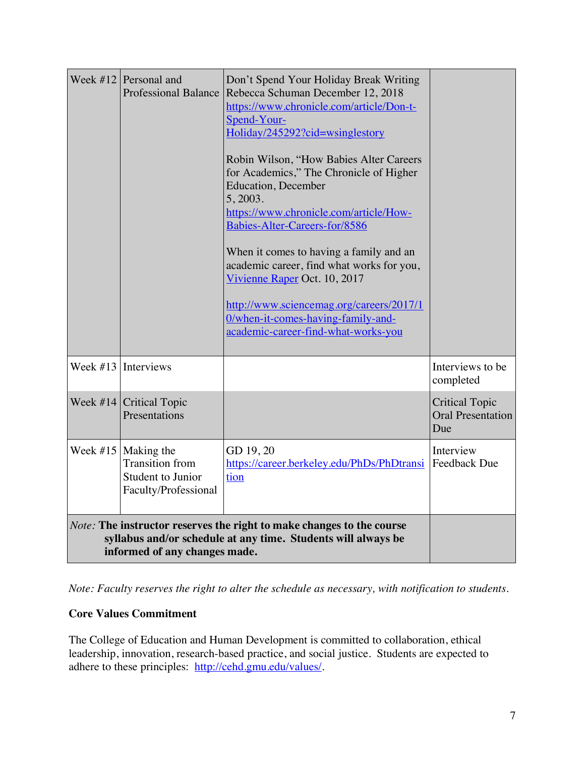| | | | |
|---|---|---|---|
| Week #12 | Personal and Professional Balance | Don't Spend Your Holiday Break Writing Rebecca Schuman December 12, 2018 https://www.chronicle.com/article/Don-t-Spend-Your-Holiday/245292?cid=wsinglestory<br><br>Robin Wilson, "How Babies Alter Careers for Academics," The Chronicle of Higher Education, December 5, 2003. https://www.chronicle.com/article/How-Babies-Alter-Careers-for/8586<br><br>When it comes to having a family and an academic career, find what works for you, Vivienne Raper Oct. 10, 2017<br><br>http://www.sciencemag.org/careers/2017/10/when-it-comes-having-family-and-academic-career-find-what-works-you | |
| Week #13 | Interviews | | Interviews to be completed |
| Week #14 | Critical Topic Presentations | | Critical Topic Oral Presentation Due |
| Week #15 | Making the Transition from Student to Junior Faculty/Professional | GD 19, 20 https://career.berkeley.edu/PhDs/PhDtransition | Interview Feedback Due |
| *Note:* **The instructor reserves the right to make changes to the course syllabus and/or schedule at any time. Students will always be informed of any changes made.** | | | |

*Note: Faculty reserves the right to alter the schedule as necessary, with notification to students.*

**Core Values Commitment**

The College of Education and Human Development is committed to collaboration, ethical leadership, innovation, research-based practice, and social justice. Students are expected to adhere to these principles: http://cehd.gmu.edu/values/.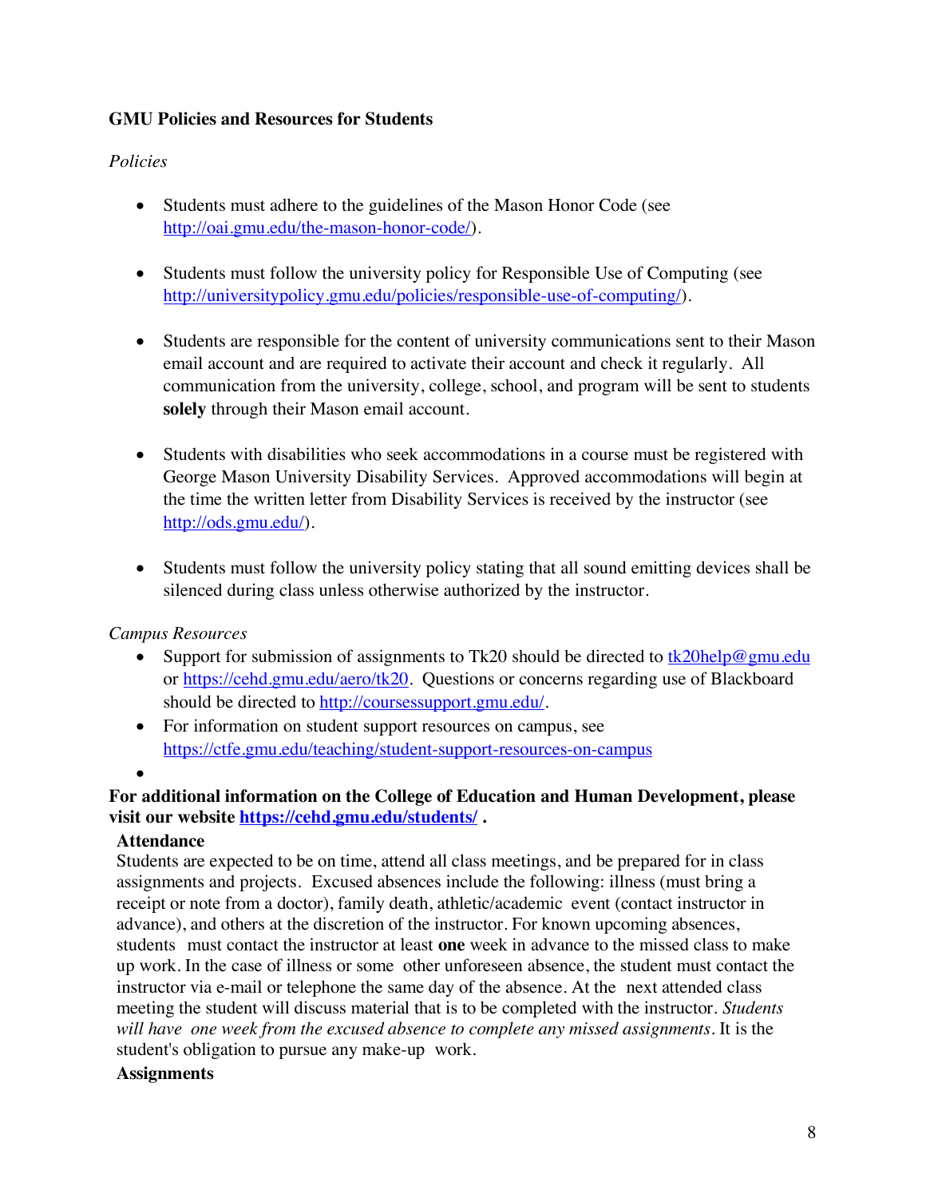**GMU Policies and Resources for Students**

*Policies*

- Students must adhere to the guidelines of the Mason Honor Code (see http://oai.gmu.edu/the-mason-honor-code/).

- Students must follow the university policy for Responsible Use of Computing (see http://universitypolicy.gmu.edu/policies/responsible-use-of-computing/).

- Students are responsible for the content of university communications sent to their Mason email account and are required to activate their account and check it regularly. All communication from the university, college, school, and program will be sent to students **solely** through their Mason email account.

- Students with disabilities who seek accommodations in a course must be registered with George Mason University Disability Services. Approved accommodations will begin at the time the written letter from Disability Services is received by the instructor (see http://ods.gmu.edu/).

- Students must follow the university policy stating that all sound emitting devices shall be silenced during class unless otherwise authorized by the instructor.

*Campus Resources*

- Support for submission of assignments to Tk20 should be directed to tk20help@gmu.edu or https://cehd.gmu.edu/aero/tk20. Questions or concerns regarding use of Blackboard should be directed to http://coursessupport.gmu.edu/.
- For information on student support resources on campus, see https://ctfe.gmu.edu/teaching/student-support-resources-on-campus
-

**For additional information on the College of Education and Human Development, please visit our website https://cehd.gmu.edu/students/ .**

**Attendance**

Students are expected to be on time, attend all class meetings, and be prepared for in class assignments and projects. Excused absences include the following: illness (must bring a receipt or note from a doctor), family death, athletic/academic event (contact instructor in advance), and others at the discretion of the instructor. For known upcoming absences, students must contact the instructor at least **one** week in advance to the missed class to make up work. In the case of illness or some other unforeseen absence, the student must contact the instructor via e-mail or telephone the same day of the absence. At the next attended class meeting the student will discuss material that is to be completed with the instructor. *Students will have one week from the excused absence to complete any missed assignments*. It is the student's obligation to pursue any make-up work.

**Assignments**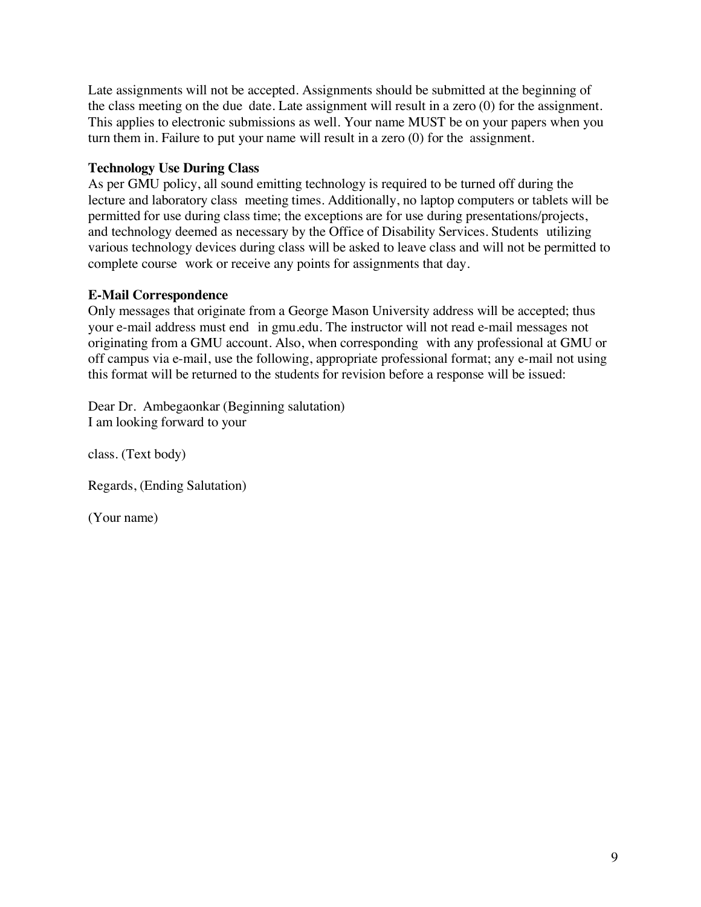Late assignments will not be accepted. Assignments should be submitted at the beginning of the class meeting on the due date. Late assignment will result in a zero (0) for the assignment. This applies to electronic submissions as well. Your name MUST be on your papers when you turn them in. Failure to put your name will result in a zero (0) for the assignment.

**Technology Use During Class**

As per GMU policy, all sound emitting technology is required to be turned off during the lecture and laboratory class meeting times. Additionally, no laptop computers or tablets will be permitted for use during class time; the exceptions are for use during presentations/projects, and technology deemed as necessary by the Office of Disability Services. Students utilizing various technology devices during class will be asked to leave class and will not be permitted to complete course work or receive any points for assignments that day.

**E-Mail Correspondence**

Only messages that originate from a George Mason University address will be accepted; thus your e-mail address must end in gmu.edu. The instructor will not read e-mail messages not originating from a GMU account. Also, when corresponding with any professional at GMU or off campus via e-mail, use the following, appropriate professional format; any e-mail not using this format will be returned to the students for revision before a response will be issued:

Dear Dr. Ambegaonkar (Beginning salutation)
I am looking forward to your

class. (Text body)

Regards, (Ending Salutation)

(Your name)